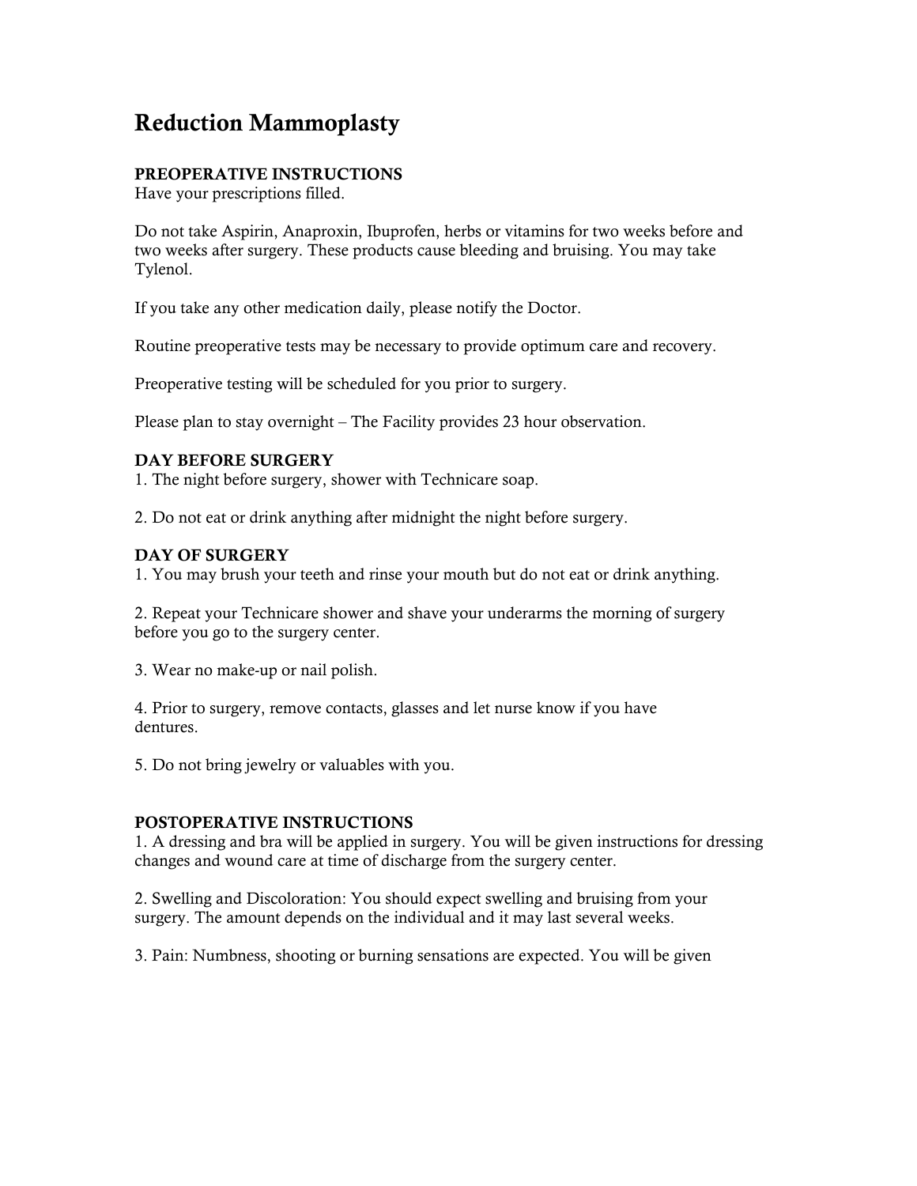# Reduction Mammoplasty

**PREOPERATIVE INSTRUCTIONS**
Have your prescriptions filled.

Do not take Aspirin, Anaproxin, Ibuprofen, herbs or vitamins for two weeks before and two weeks after surgery. These products cause bleeding and bruising. You may take Tylenol.

If you take any other medication daily, please notify the Doctor.

Routine preoperative tests may be necessary to provide optimum care and recovery.

Preoperative testing will be scheduled for you prior to surgery.

Please plan to stay overnight – The Facility provides 23 hour observation.

**DAY BEFORE SURGERY**
1. The night before surgery, shower with Technicare soap.

2. Do not eat or drink anything after midnight the night before surgery.

**DAY OF SURGERY**
1. You may brush your teeth and rinse your mouth but do not eat or drink anything.

2. Repeat your Technicare shower and shave your underarms the morning of surgery before you go to the surgery center.

3. Wear no make-up or nail polish.

4. Prior to surgery, remove contacts, glasses and let nurse know if you have dentures.

5. Do not bring jewelry or valuables with you.

**POSTOPERATIVE INSTRUCTIONS**
1. A dressing and bra will be applied in surgery. You will be given instructions for dressing changes and wound care at time of discharge from the surgery center.

2. Swelling and Discoloration: You should expect swelling and bruising from your surgery. The amount depends on the individual and it may last several weeks.

3. Pain: Numbness, shooting or burning sensations are expected. You will be given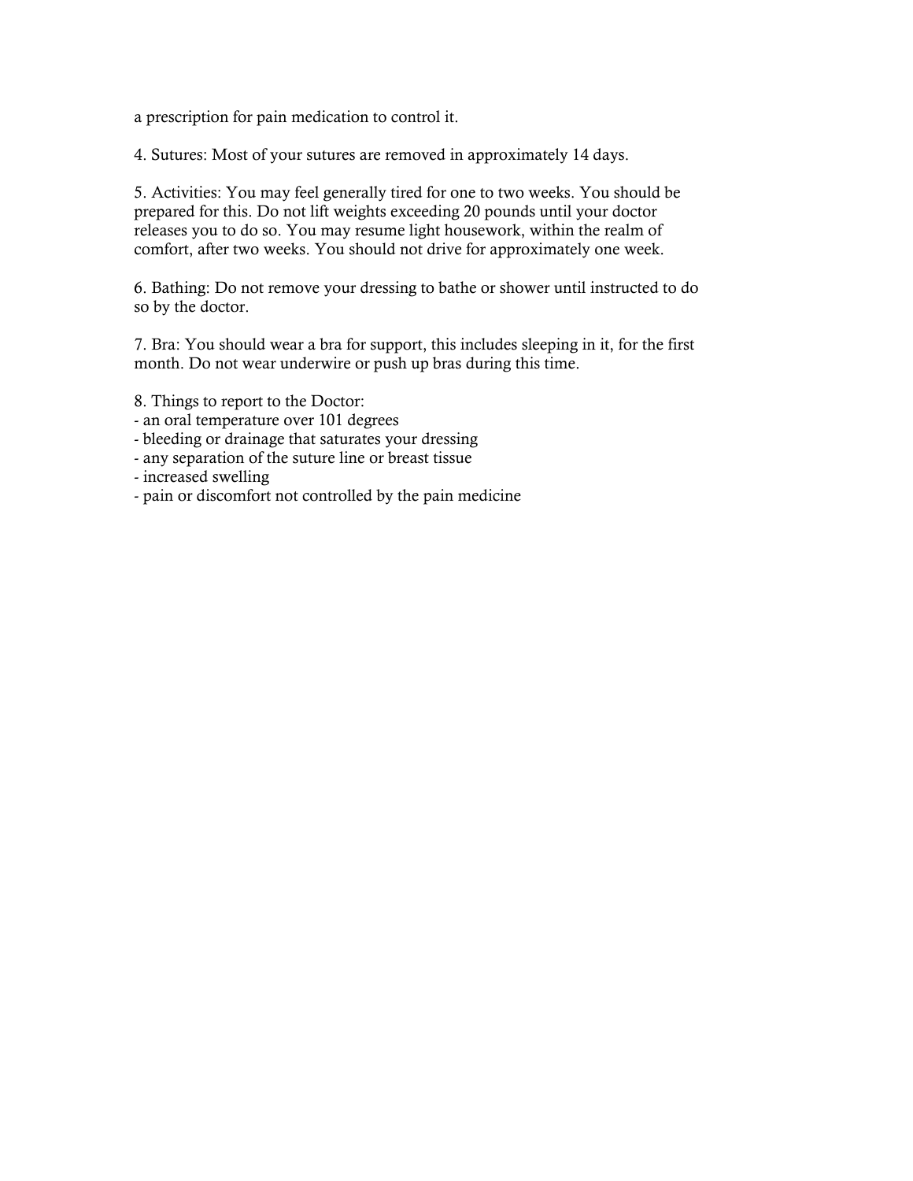a prescription for pain medication to control it.

4. Sutures: Most of your sutures are removed in approximately 14 days.

5. Activities: You may feel generally tired for one to two weeks. You should be prepared for this. Do not lift weights exceeding 20 pounds until your doctor releases you to do so. You may resume light housework, within the realm of comfort, after two weeks. You should not drive for approximately one week.

6. Bathing: Do not remove your dressing to bathe or shower until instructed to do so by the doctor.

7. Bra: You should wear a bra for support, this includes sleeping in it, for the first month. Do not wear underwire or push up bras during this time.

8. Things to report to the Doctor:
- an oral temperature over 101 degrees
- bleeding or drainage that saturates your dressing
- any separation of the suture line or breast tissue
- increased swelling
- pain or discomfort not controlled by the pain medicine